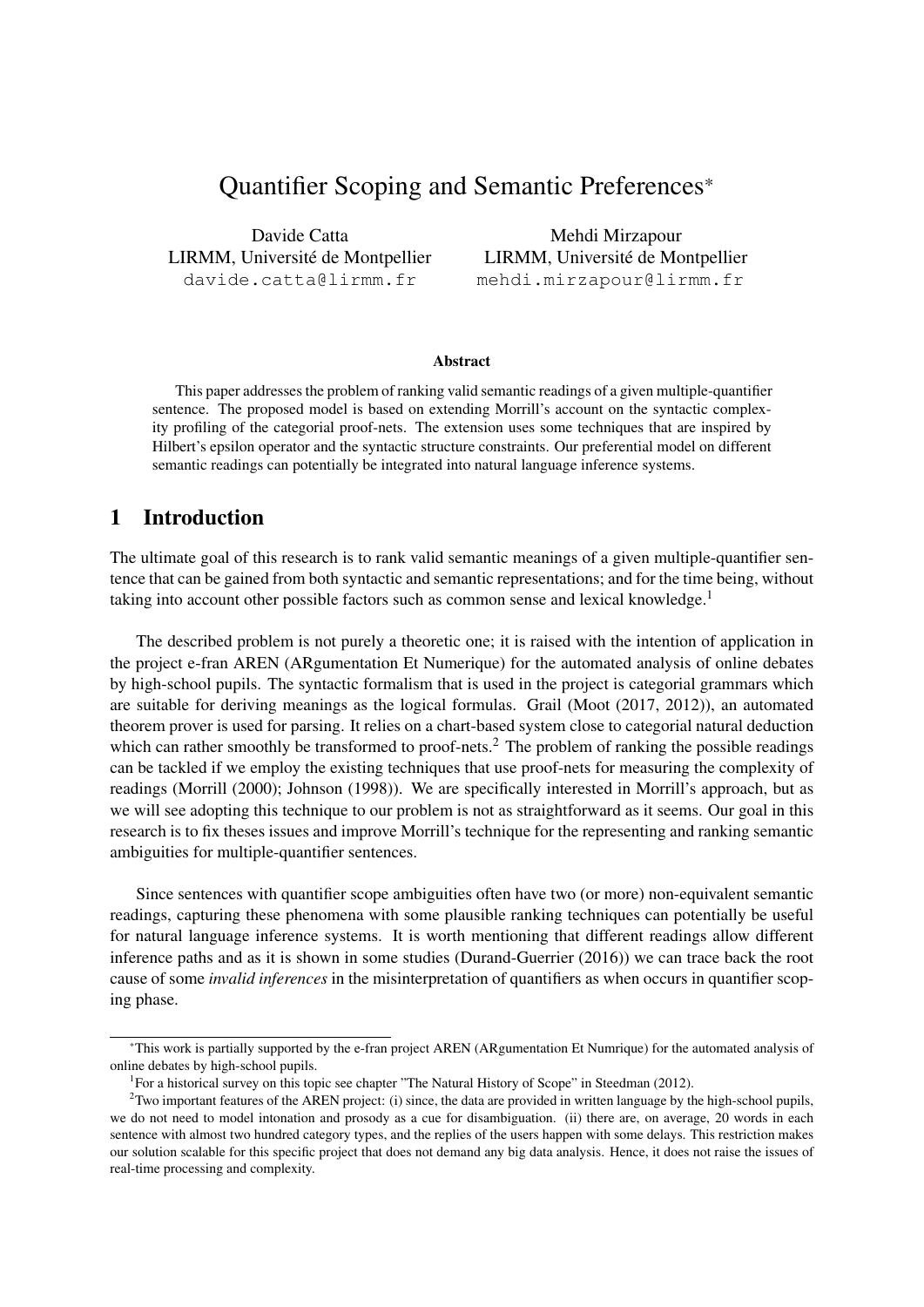# Quantifier Scoping and Semantic Preferences*

Davide Catta
LIRMM, Université de Montpellier
davide.catta@lirmm.fr

Mehdi Mirzapour
LIRMM, Université de Montpellier
mehdi.mirzapour@lirmm.fr

### Abstract

This paper addresses the problem of ranking valid semantic readings of a given multiple-quantifier sentence. The proposed model is based on extending Morrill's account on the syntactic complexity profiling of the categorial proof-nets. The extension uses some techniques that are inspired by Hilbert's epsilon operator and the syntactic structure constraints. Our preferential model on different semantic readings can potentially be integrated into natural language inference systems.

## 1 Introduction

The ultimate goal of this research is to rank valid semantic meanings of a given multiple-quantifier sentence that can be gained from both syntactic and semantic representations; and for the time being, without taking into account other possible factors such as common sense and lexical knowledge.[1]

The described problem is not purely a theoretic one; it is raised with the intention of application in the project e-fran AREN (ARgumentation Et Numerique) for the automated analysis of online debates by high-school pupils. The syntactic formalism that is used in the project is categorial grammars which are suitable for deriving meanings as the logical formulas. Grail (Moot (2017, 2012)), an automated theorem prover is used for parsing. It relies on a chart-based system close to categorial natural deduction which can rather smoothly be transformed to proof-nets.[2] The problem of ranking the possible readings can be tackled if we employ the existing techniques that use proof-nets for measuring the complexity of readings (Morrill (2000); Johnson (1998)). We are specifically interested in Morrill's approach, but as we will see adopting this technique to our problem is not as straightforward as it seems. Our goal in this research is to fix theses issues and improve Morrill's technique for the representing and ranking semantic ambiguities for multiple-quantifier sentences.

Since sentences with quantifier scope ambiguities often have two (or more) non-equivalent semantic readings, capturing these phenomena with some plausible ranking techniques can potentially be useful for natural language inference systems. It is worth mentioning that different readings allow different inference paths and as it is shown in some studies (Durand-Guerrier (2016)) we can trace back the root cause of some *invalid inferences* in the misinterpretation of quantifiers as when occurs in quantifier scoping phase.

---

*This work is partially supported by the e-fran project AREN (ARgumentation Et Numrique) for the automated analysis of online debates by high-school pupils.

[1]For a historical survey on this topic see chapter "The Natural History of Scope" in Steedman (2012).

[2]Two important features of the AREN project: (i) since, the data are provided in written language by the high-school pupils, we do not need to model intonation and prosody as a cue for disambiguation. (ii) there are, on average, 20 words in each sentence with almost two hundred category types, and the replies of the users happen with some delays. This restriction makes our solution scalable for this specific project that does not demand any big data analysis. Hence, it does not raise the issues of real-time processing and complexity.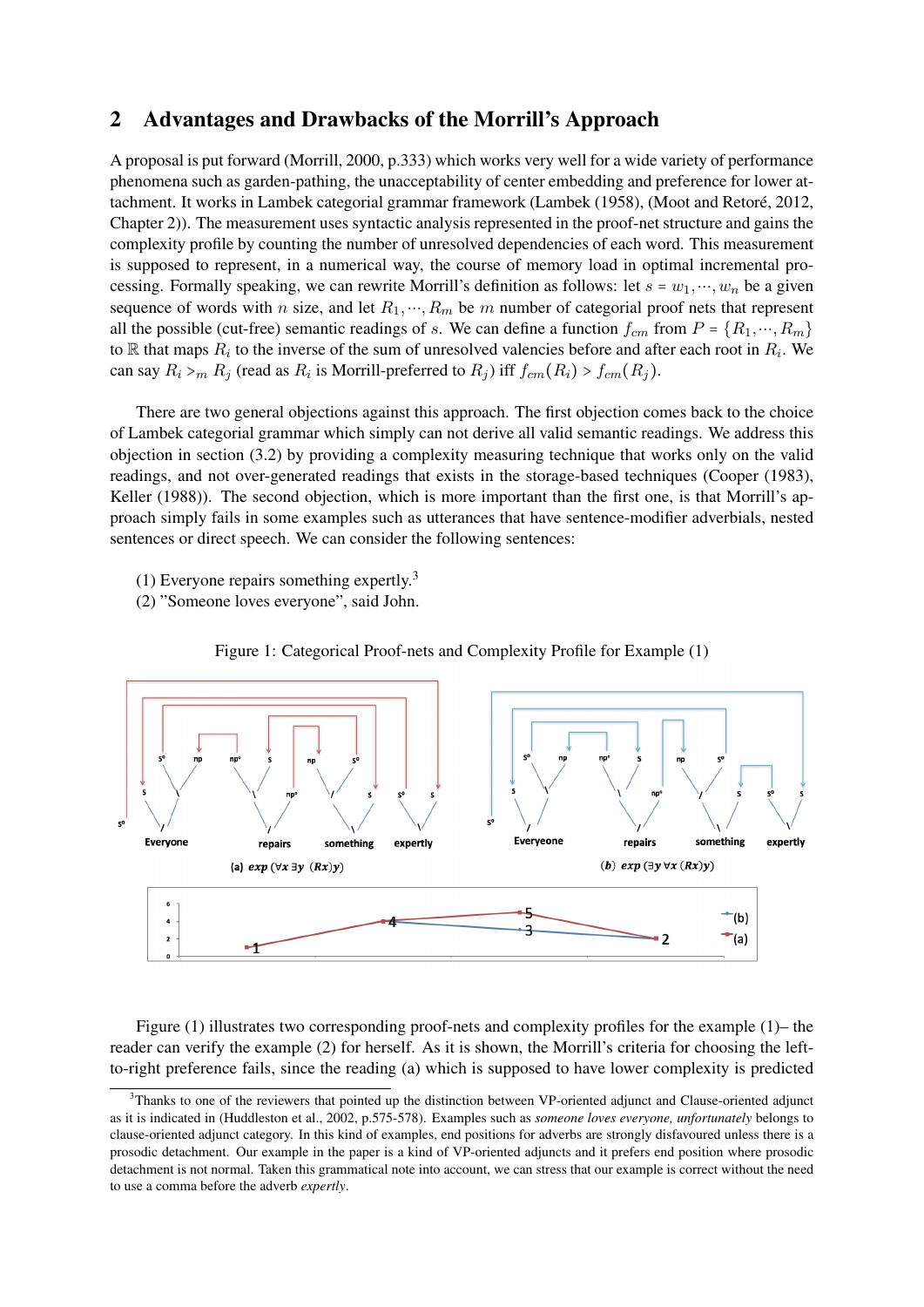## 2 Advantages and Drawbacks of the Morrill's Approach

A proposal is put forward (Morrill, 2000, p.333) which works very well for a wide variety of performance phenomena such as garden-pathing, the unacceptability of center embedding and preference for lower attachment. It works in Lambek categorial grammar framework (Lambek (1958), (Moot and Retoré, 2012, Chapter 2)). The measurement uses syntactic analysis represented in the proof-net structure and gains the complexity profile by counting the number of unresolved dependencies of each word. This measurement is supposed to represent, in a numerical way, the course of memory load in optimal incremental processing. Formally speaking, we can rewrite Morrill's definition as follows: let $s = w_1, \cdots, w_n$ be a given sequence of words with $n$ size, and let $R_1, \cdots, R_m$ be $m$ number of categorial proof nets that represent all the possible (cut-free) semantic readings of $s$. We can define a function $f_{cm}$ from $P = \{R_1, \cdots, R_m\}$ to $\mathbb{R}$ that maps $R_i$ to the inverse of the sum of unresolved valencies before and after each root in $R_i$. We can say $R_i >_m R_j$ (read as $R_i$ is Morrill-preferred to $R_j$) iff $f_{cm}(R_i) > f_{cm}(R_j)$.

There are two general objections against this approach. The first objection comes back to the choice of Lambek categorial grammar which simply can not derive all valid semantic readings. We address this objection in section (3.2) by providing a complexity measuring technique that works only on the valid readings, and not over-generated readings that exists in the storage-based techniques (Cooper (1983), Keller (1988)). The second objection, which is more important than the first one, is that Morrill's approach simply fails in some examples such as utterances that have sentence-modifier adverbials, nested sentences or direct speech. We can consider the following sentences:

(1) Everyone repairs something expertly.[3]
(2) "Someone loves everyone", said John.

Figure 1: Categorical Proof-nets and Complexity Profile for Example (1)

(a) *exp* ($\forall x\, \exists y\, (Rx)y$)    (b) *exp* ($\exists y\, \forall x\, (Rx)y$)

Figure (1) illustrates two corresponding proof-nets and complexity profiles for the example (1)– the reader can verify the example (2) for herself. As it is shown, the Morrill's criteria for choosing the left-to-right preference fails, since the reading (a) which is supposed to have lower complexity is predicted

[3] Thanks to one of the reviewers that pointed up the distinction between VP-oriented adjunct and Clause-oriented adjunct as it is indicated in (Huddleston et al., 2002, p.575-578). Examples such as *someone loves everyone, unfortunately* belongs to clause-oriented adjunct category. In this kind of examples, end positions for adverbs are strongly disfavoured unless there is a prosodic detachment. Our example in the paper is a kind of VP-oriented adjuncts and it prefers end position where prosodic detachment is not normal. Taken this grammatical note into account, we can stress that our example is correct without the need to use a comma before the adverb *expertly*.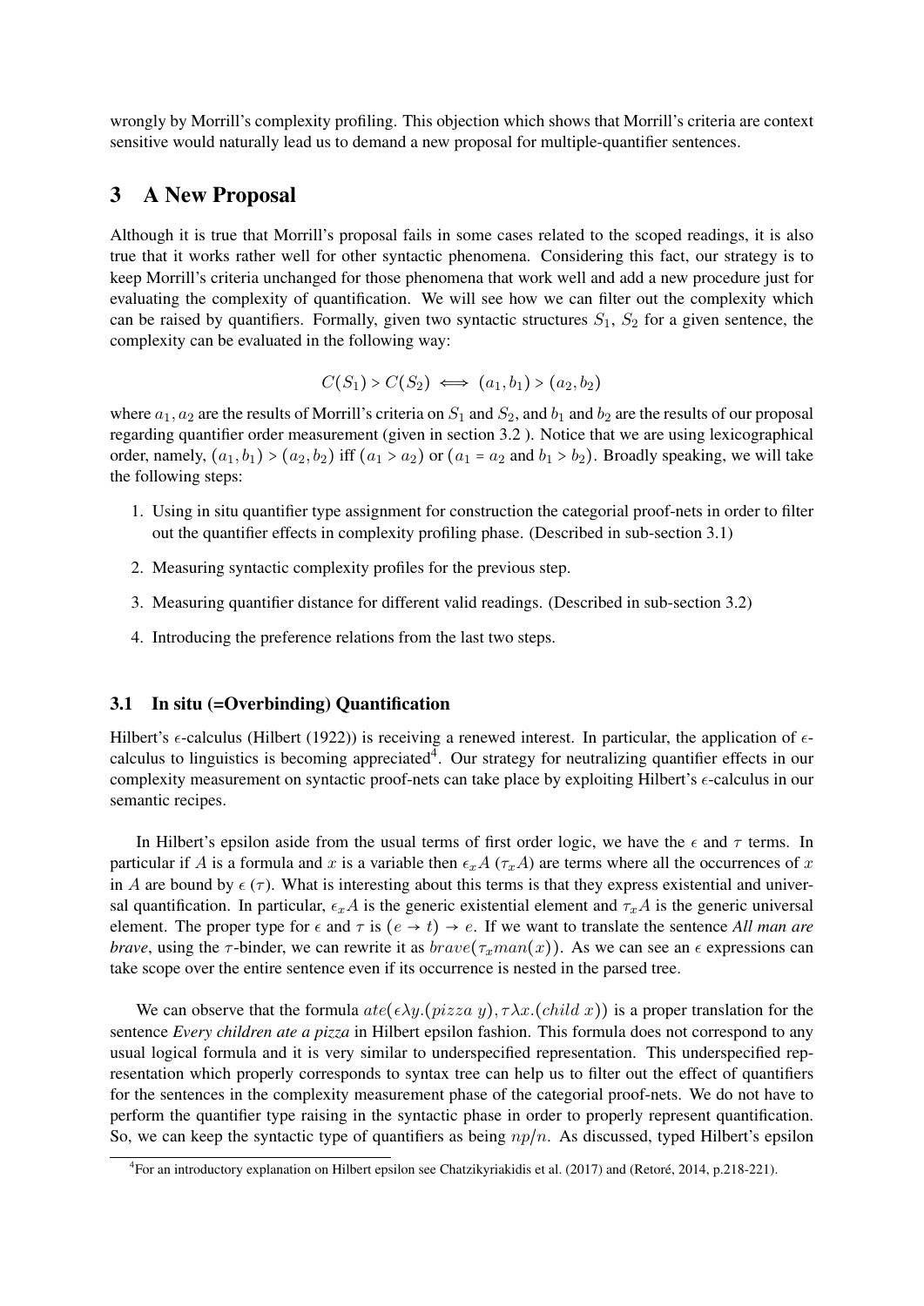wrongly by Morrill's complexity profiling. This objection which shows that Morrill's criteria are context sensitive would naturally lead us to demand a new proposal for multiple-quantifier sentences.

## 3 A New Proposal

Although it is true that Morrill's proposal fails in some cases related to the scoped readings, it is also true that it works rather well for other syntactic phenomena. Considering this fact, our strategy is to keep Morrill's criteria unchanged for those phenomena that work well and add a new procedure just for evaluating the complexity of quantification. We will see how we can filter out the complexity which can be raised by quantifiers. Formally, given two syntactic structures $S_1$, $S_2$ for a given sentence, the complexity can be evaluated in the following way:

$$C(S_1) > C(S_2) \iff (a_1, b_1) > (a_2, b_2)$$

where $a_1, a_2$ are the results of Morrill's criteria on $S_1$ and $S_2$, and $b_1$ and $b_2$ are the results of our proposal regarding quantifier order measurement (given in section 3.2 ). Notice that we are using lexicographical order, namely, $(a_1, b_1) > (a_2, b_2)$ iff $(a_1 > a_2)$ or $(a_1 = a_2$ and $b_1 > b_2)$. Broadly speaking, we will take the following steps:

1. Using in situ quantifier type assignment for construction the categorial proof-nets in order to filter out the quantifier effects in complexity profiling phase. (Described in sub-section 3.1)
2. Measuring syntactic complexity profiles for the previous step.
3. Measuring quantifier distance for different valid readings. (Described in sub-section 3.2)
4. Introducing the preference relations from the last two steps.

### 3.1 In situ (=Overbinding) Quantification

Hilbert's $\epsilon$-calculus (Hilbert (1922)) is receiving a renewed interest. In particular, the application of $\epsilon$-calculus to linguistics is becoming appreciated[4]. Our strategy for neutralizing quantifier effects in our complexity measurement on syntactic proof-nets can take place by exploiting Hilbert's $\epsilon$-calculus in our semantic recipes.

In Hilbert's epsilon aside from the usual terms of first order logic, we have the $\epsilon$ and $\tau$ terms. In particular if $A$ is a formula and $x$ is a variable then $\epsilon_x A$ ($\tau_x A$) are terms where all the occurrences of $x$ in $A$ are bound by $\epsilon$ ($\tau$). What is interesting about this terms is that they express existential and universal quantification. In particular, $\epsilon_x A$ is the generic existential element and $\tau_x A$ is the generic universal element. The proper type for $\epsilon$ and $\tau$ is $(e \to t) \to e$. If we want to translate the sentence *All man are brave*, using the $\tau$-binder, we can rewrite it as $brave(\tau_x man(x))$. As we can see an $\epsilon$ expressions can take scope over the entire sentence even if its occurrence is nested in the parsed tree.

We can observe that the formula $ate(\epsilon\lambda y.(pizza\ y), \tau\lambda x.(child\ x))$ is a proper translation for the sentence *Every children ate a pizza* in Hilbert epsilon fashion. This formula does not correspond to any usual logical formula and it is very similar to underspecified representation. This underspecified representation which properly corresponds to syntax tree can help us to filter out the effect of quantifiers for the sentences in the complexity measurement phase of the categorial proof-nets. We do not have to perform the quantifier type raising in the syntactic phase in order to properly represent quantification. So, we can keep the syntactic type of quantifiers as being $np/n$. As discussed, typed Hilbert's epsilon

[4]For an introductory explanation on Hilbert epsilon see Chatzikyriakidis et al. (2017) and (Retoré, 2014, p.218-221).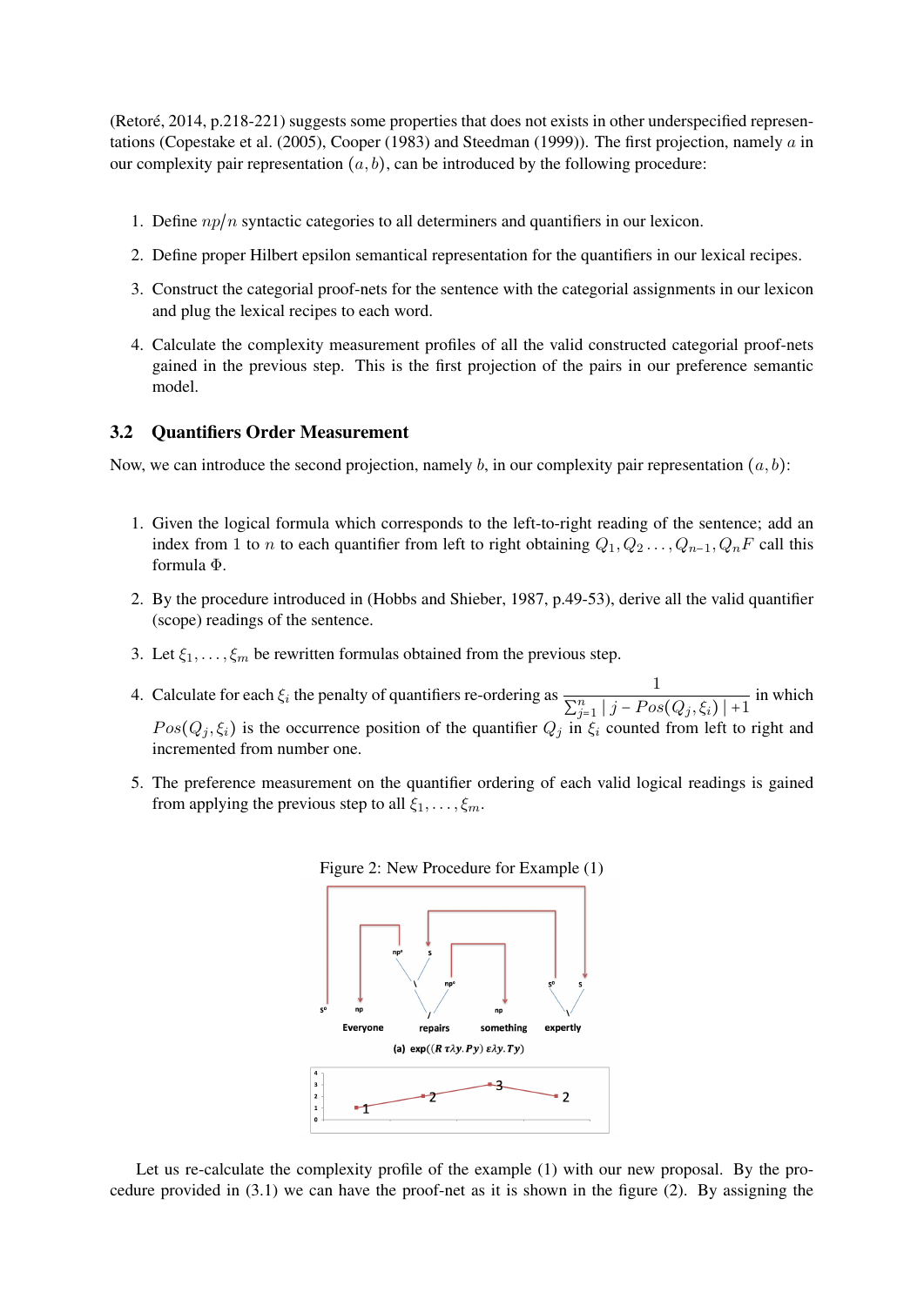(Retoré, 2014, p.218-221) suggests some properties that does not exists in other underspecified representations (Copestake et al. (2005), Cooper (1983) and Steedman (1999)). The first projection, namely $a$ in our complexity pair representation $(a, b)$, can be introduced by the following procedure:

1. Define $np/n$ syntactic categories to all determiners and quantifiers in our lexicon.
2. Define proper Hilbert epsilon semantical representation for the quantifiers in our lexical recipes.
3. Construct the categorial proof-nets for the sentence with the categorial assignments in our lexicon and plug the lexical recipes to each word.
4. Calculate the complexity measurement profiles of all the valid constructed categorial proof-nets gained in the previous step. This is the first projection of the pairs in our preference semantic model.

### 3.2 Quantifiers Order Measurement

Now, we can introduce the second projection, namely $b$, in our complexity pair representation $(a, b)$:

1. Given the logical formula which corresponds to the left-to-right reading of the sentence; add an index from 1 to $n$ to each quantifier from left to right obtaining $Q_1, Q_2 \ldots, Q_{n-1}, Q_n F$ call this formula $\Phi$.
2. By the procedure introduced in (Hobbs and Shieber, 1987, p.49-53), derive all the valid quantifier (scope) readings of the sentence.
3. Let $\xi_1, \ldots, \xi_m$ be rewritten formulas obtained from the previous step.
4. Calculate for each $\xi_i$ the penalty of quantifiers re-ordering as $\dfrac{1}{\sum_{j=1}^{n} | j - Pos(Q_j, \xi_i) | + 1}$ in which $Pos(Q_j, \xi_i)$ is the occurrence position of the quantifier $Q_j$ in $\xi_i$ counted from left to right and incremented from number one.
5. The preference measurement on the quantifier ordering of each valid logical readings is gained from applying the previous step to all $\xi_1, \ldots, \xi_m$.

Figure 2: New Procedure for Example (1)

(a) $\exp((R\ \tau\lambda y.Py)\ \epsilon\lambda y.Ty)$

Let us re-calculate the complexity profile of the example (1) with our new proposal. By the procedure provided in (3.1) we can have the proof-net as it is shown in the figure (2). By assigning the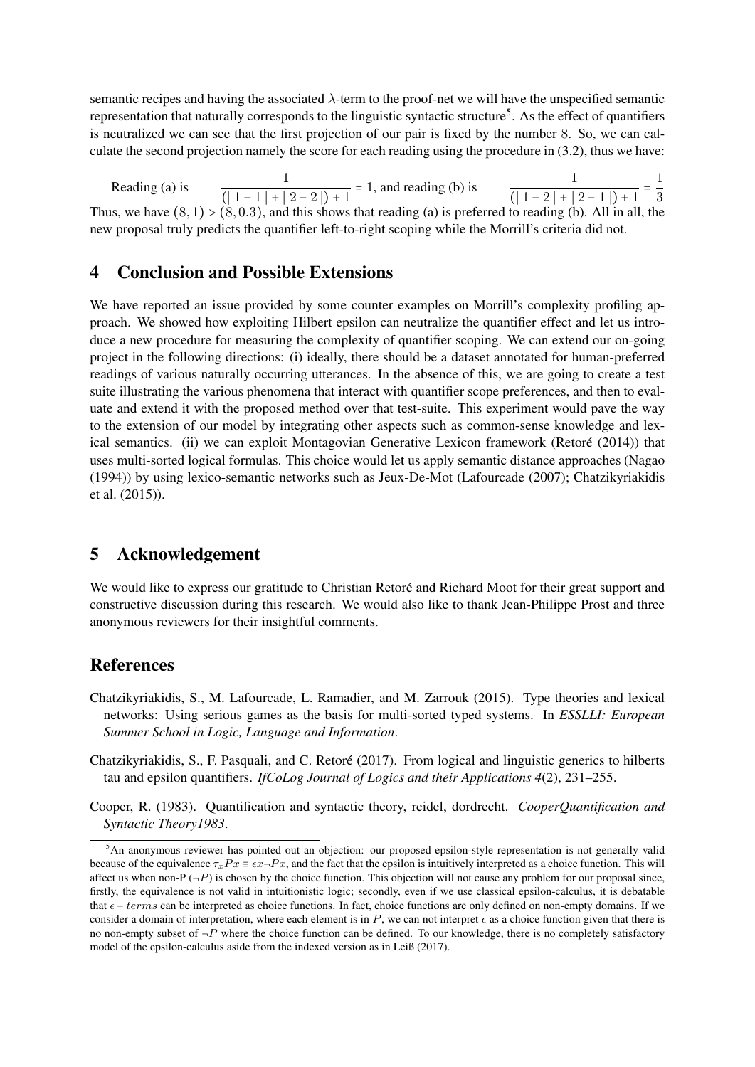semantic recipes and having the associated $\lambda$-term to the proof-net we will have the unspecified semantic representation that naturally corresponds to the linguistic syntactic structure[5]. As the effect of quantifiers is neutralized we can see that the first projection of our pair is fixed by the number 8. So, we can calculate the second projection namely the score for each reading using the procedure in (3.2), thus we have:

Reading (a) is $\frac{1}{(|1-1|+|2-2|)+1} = 1$, and reading (b) is $\frac{1}{(|1-2|+|2-1|)+1} = \frac{1}{3}$

Thus, we have $(8,1) > (8,0.3)$, and this shows that reading (a) is preferred to reading (b). All in all, the new proposal truly predicts the quantifier left-to-right scoping while the Morrill's criteria did not.

## 4 Conclusion and Possible Extensions

We have reported an issue provided by some counter examples on Morrill's complexity profiling approach. We showed how exploiting Hilbert epsilon can neutralize the quantifier effect and let us introduce a new procedure for measuring the complexity of quantifier scoping. We can extend our on-going project in the following directions: (i) ideally, there should be a dataset annotated for human-preferred readings of various naturally occurring utterances. In the absence of this, we are going to create a test suite illustrating the various phenomena that interact with quantifier scope preferences, and then to evaluate and extend it with the proposed method over that test-suite. This experiment would pave the way to the extension of our model by integrating other aspects such as common-sense knowledge and lexical semantics. (ii) we can exploit Montagovian Generative Lexicon framework (Retoré (2014)) that uses multi-sorted logical formulas. This choice would let us apply semantic distance approaches (Nagao (1994)) by using lexico-semantic networks such as Jeux-De-Mot (Lafourcade (2007); Chatzikyriakidis et al. (2015)).

## 5 Acknowledgement

We would like to express our gratitude to Christian Retoré and Richard Moot for their great support and constructive discussion during this research. We would also like to thank Jean-Philippe Prost and three anonymous reviewers for their insightful comments.

## References

Chatzikyriakidis, S., M. Lafourcade, L. Ramadier, and M. Zarrouk (2015). Type theories and lexical networks: Using serious games as the basis for multi-sorted typed systems. In *ESSLLI: European Summer School in Logic, Language and Information*.

Chatzikyriakidis, S., F. Pasquali, and C. Retoré (2017). From logical and linguistic generics to hilberts tau and epsilon quantifiers. *IfCoLog Journal of Logics and their Applications 4*(2), 231–255.

Cooper, R. (1983). Quantification and syntactic theory, reidel, dordrecht. *CooperQuantification and Syntactic Theory1983*.

---

[5]An anonymous reviewer has pointed out an objection: our proposed epsilon-style representation is not generally valid because of the equivalence $\tau_x Px \equiv \epsilon x \neg Px$, and the fact that the epsilon is intuitively interpreted as a choice function. This will affect us when non-P ($\neg P$) is chosen by the choice function. This objection will not cause any problem for our proposal since, firstly, the equivalence is not valid in intuitionistic logic; secondly, even if we use classical epsilon-calculus, it is debatable that $\epsilon - terms$ can be interpreted as choice functions. In fact, choice functions are only defined on non-empty domains. If we consider a domain of interpretation, where each element is in $P$, we can not interpret $\epsilon$ as a choice function given that there is no non-empty subset of $\neg P$ where the choice function can be defined. To our knowledge, there is no completely satisfactory model of the epsilon-calculus aside from the indexed version as in Leiß (2017).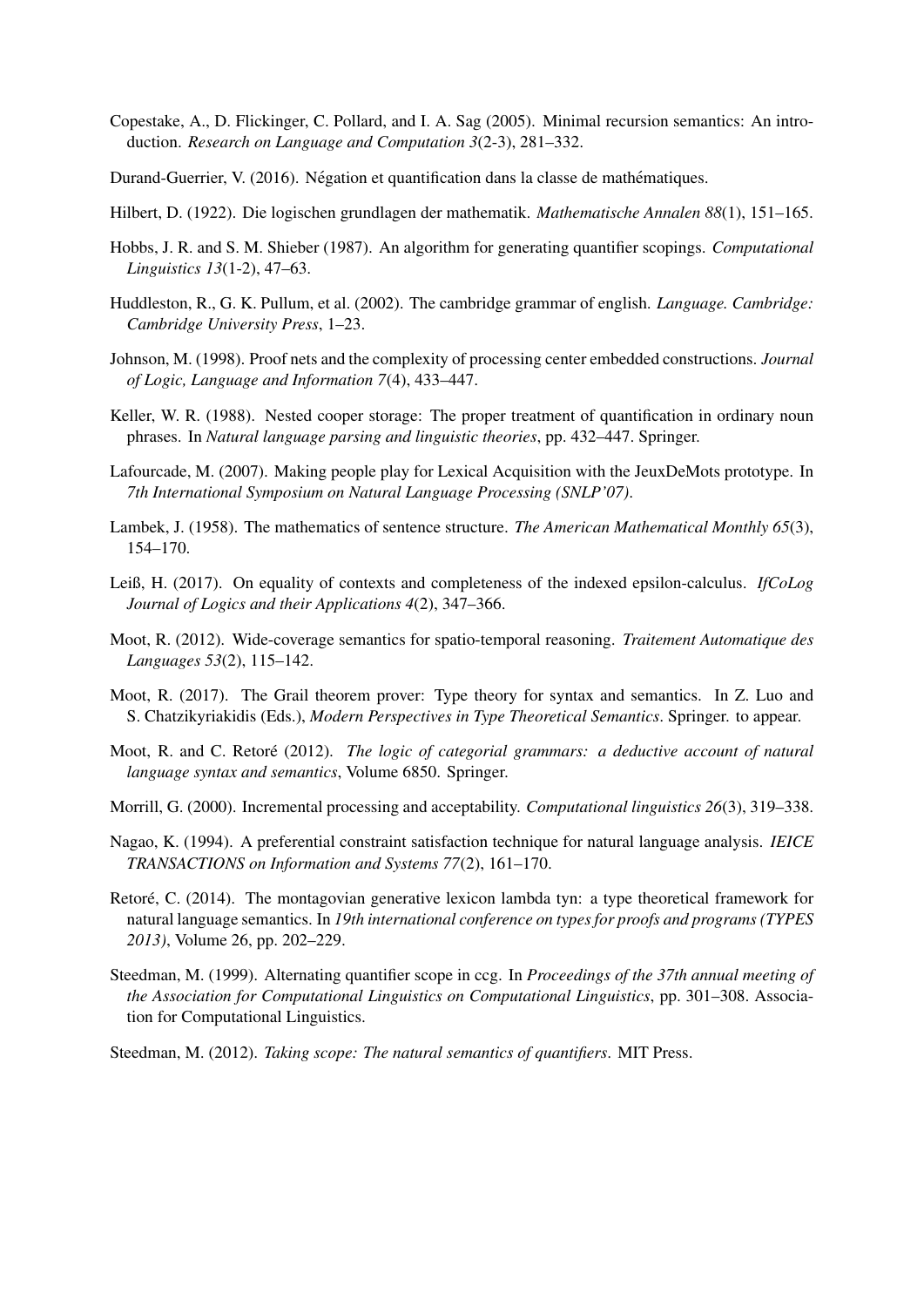Copestake, A., D. Flickinger, C. Pollard, and I. A. Sag (2005). Minimal recursion semantics: An introduction. *Research on Language and Computation 3*(2-3), 281–332.

Durand-Guerrier, V. (2016). Négation et quantification dans la classe de mathématiques.

Hilbert, D. (1922). Die logischen grundlagen der mathematik. *Mathematische Annalen 88*(1), 151–165.

Hobbs, J. R. and S. M. Shieber (1987). An algorithm for generating quantifier scopings. *Computational Linguistics 13*(1-2), 47–63.

Huddleston, R., G. K. Pullum, et al. (2002). The cambridge grammar of english. *Language. Cambridge: Cambridge University Press*, 1–23.

Johnson, M. (1998). Proof nets and the complexity of processing center embedded constructions. *Journal of Logic, Language and Information 7*(4), 433–447.

Keller, W. R. (1988). Nested cooper storage: The proper treatment of quantification in ordinary noun phrases. In *Natural language parsing and linguistic theories*, pp. 432–447. Springer.

Lafourcade, M. (2007). Making people play for Lexical Acquisition with the JeuxDeMots prototype. In *7th International Symposium on Natural Language Processing (SNLP'07)*.

Lambek, J. (1958). The mathematics of sentence structure. *The American Mathematical Monthly 65*(3), 154–170.

Leiß, H. (2017). On equality of contexts and completeness of the indexed epsilon-calculus. *IfCoLog Journal of Logics and their Applications 4*(2), 347–366.

Moot, R. (2012). Wide-coverage semantics for spatio-temporal reasoning. *Traitement Automatique des Languages 53*(2), 115–142.

Moot, R. (2017). The Grail theorem prover: Type theory for syntax and semantics. In Z. Luo and S. Chatzikyriakidis (Eds.), *Modern Perspectives in Type Theoretical Semantics*. Springer. to appear.

Moot, R. and C. Retoré (2012). *The logic of categorial grammars: a deductive account of natural language syntax and semantics*, Volume 6850. Springer.

Morrill, G. (2000). Incremental processing and acceptability. *Computational linguistics 26*(3), 319–338.

Nagao, K. (1994). A preferential constraint satisfaction technique for natural language analysis. *IEICE TRANSACTIONS on Information and Systems 77*(2), 161–170.

Retoré, C. (2014). The montagovian generative lexicon lambda tyn: a type theoretical framework for natural language semantics. In *19th international conference on types for proofs and programs (TYPES 2013)*, Volume 26, pp. 202–229.

Steedman, M. (1999). Alternating quantifier scope in ccg. In *Proceedings of the 37th annual meeting of the Association for Computational Linguistics on Computational Linguistics*, pp. 301–308. Association for Computational Linguistics.

Steedman, M. (2012). *Taking scope: The natural semantics of quantifiers*. MIT Press.